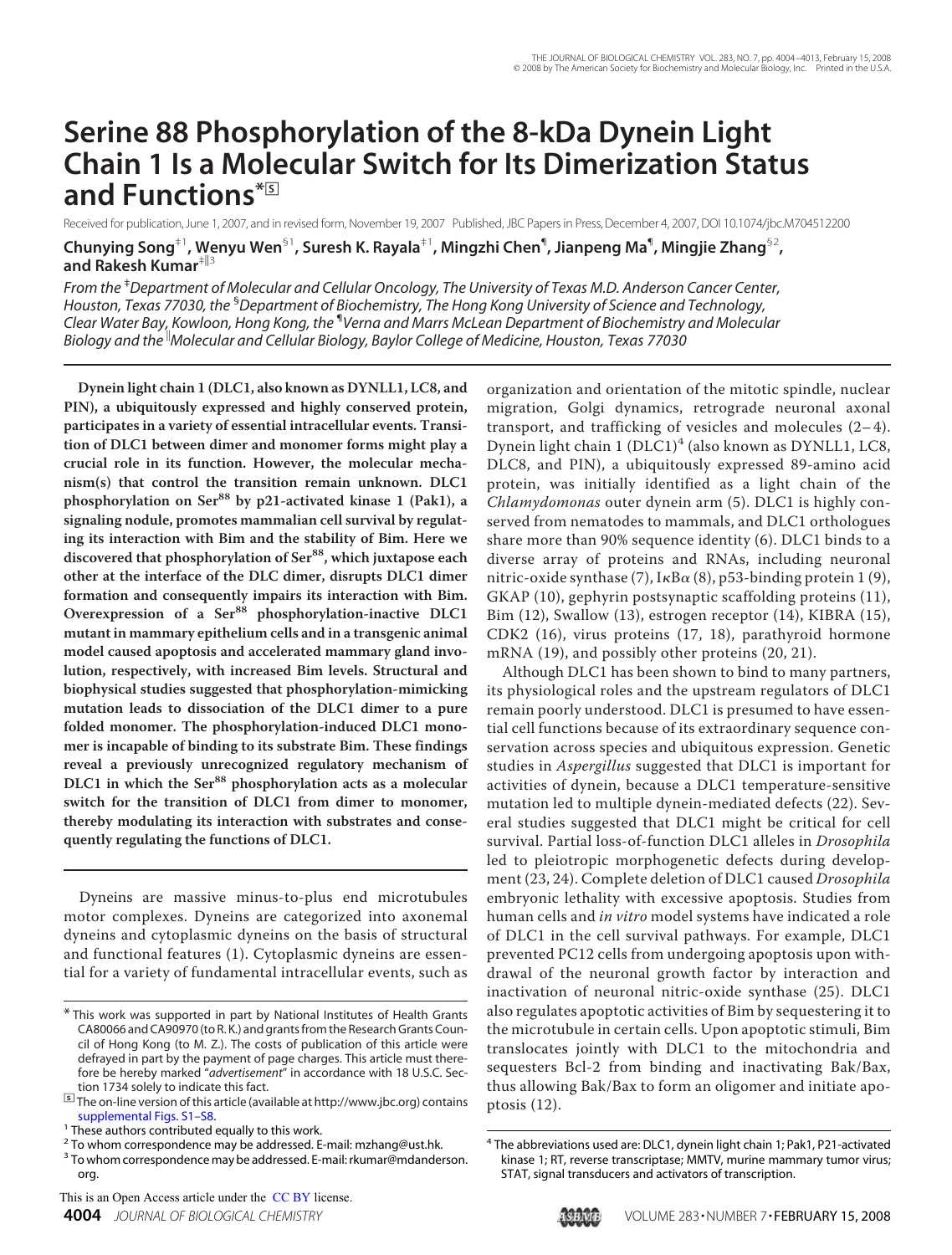# Serine 88 Phosphorylation of the 8-kDa Dynein Light Chain 1 Is a Molecular Switch for Its Dimerization Status and Functions*[S]

Received for publication, June 1, 2007, and in revised form, November 19, 2007 Published, JBC Papers in Press, December 4, 2007, DOI 10.1074/jbc.M704512200

**Chunying Song**[‡1], **Wenyu Wen**[§1], **Suresh K. Rayala**[‡1], **Mingzhi Chen**[¶], **Jianpeng Ma**[¶], **Mingjie Zhang**[§2], **and Rakesh Kumar**[‡‖3]

*From the* [‡]*Department of Molecular and Cellular Oncology, The University of Texas M.D. Anderson Cancer Center, Houston, Texas 77030, the* [§]*Department of Biochemistry, The Hong Kong University of Science and Technology, Clear Water Bay, Kowloon, Hong Kong, the* [¶]*Verna and Marrs McLean Department of Biochemistry and Molecular Biology and the* [‖]*Molecular and Cellular Biology, Baylor College of Medicine, Houston, Texas 77030*

**Dynein light chain 1 (DLC1, also known as DYNLL1, LC8, and PIN), a ubiquitously expressed and highly conserved protein, participates in a variety of essential intracellular events. Transition of DLC1 between dimer and monomer forms might play a crucial role in its function. However, the molecular mechanism(s) that control the transition remain unknown. DLC1 phosphorylation on Ser[88] by p21-activated kinase 1 (Pak1), a signaling nodule, promotes mammalian cell survival by regulating its interaction with Bim and the stability of Bim. Here we discovered that phosphorylation of Ser[88], which juxtapose each other at the interface of the DLC dimer, disrupts DLC1 dimer formation and consequently impairs its interaction with Bim. Overexpression of a Ser[88] phosphorylation-inactive DLC1 mutant in mammary epithelium cells and in a transgenic animal model caused apoptosis and accelerated mammary gland involution, respectively, with increased Bim levels. Structural and biophysical studies suggested that phosphorylation-mimicking mutation leads to dissociation of the DLC1 dimer to a pure folded monomer. The phosphorylation-induced DLC1 monomer is incapable of binding to its substrate Bim. These findings reveal a previously unrecognized regulatory mechanism of DLC1 in which the Ser[88] phosphorylation acts as a molecular switch for the transition of DLC1 from dimer to monomer, thereby modulating its interaction with substrates and consequently regulating the functions of DLC1.**

Dyneins are massive minus-to-plus end microtubules motor complexes. Dyneins are categorized into axonemal dyneins and cytoplasmic dyneins on the basis of structural and functional features (1). Cytoplasmic dyneins are essential for a variety of fundamental intracellular events, such as organization and orientation of the mitotic spindle, nuclear migration, Golgi dynamics, retrograde neuronal axonal transport, and trafficking of vesicles and molecules (2–4). Dynein light chain 1 (DLC1)[4] (also known as DYNLL1, LC8, DLC8, and PIN), a ubiquitously expressed 89-amino acid protein, was initially identified as a light chain of the *Chlamydomonas* outer dynein arm (5). DLC1 is highly conserved from nematodes to mammals, and DLC1 orthologues share more than 90% sequence identity (6). DLC1 binds to a diverse array of proteins and RNAs, including neuronal nitric-oxide synthase (7), IκBα (8), p53-binding protein 1 (9), GKAP (10), gephyrin postsynaptic scaffolding proteins (11), Bim (12), Swallow (13), estrogen receptor (14), KIBRA (15), CDK2 (16), virus proteins (17, 18), parathyroid hormone mRNA (19), and possibly other proteins (20, 21).

Although DLC1 has been shown to bind to many partners, its physiological roles and the upstream regulators of DLC1 remain poorly understood. DLC1 is presumed to have essential cell functions because of its extraordinary sequence conservation across species and ubiquitous expression. Genetic studies in *Aspergillus* suggested that DLC1 is important for activities of dynein, because a DLC1 temperature-sensitive mutation led to multiple dynein-mediated defects (22). Several studies suggested that DLC1 might be critical for cell survival. Partial loss-of-function DLC1 alleles in *Drosophila* led to pleiotropic morphogenetic defects during development (23, 24). Complete deletion of DLC1 caused *Drosophila* embryonic lethality with excessive apoptosis. Studies from human cells and *in vitro* model systems have indicated a role of DLC1 in the cell survival pathways. For example, DLC1 prevented PC12 cells from undergoing apoptosis upon withdrawal of the neuronal growth factor by interaction and inactivation of neuronal nitric-oxide synthase (25). DLC1 also regulates apoptotic activities of Bim by sequestering it to the microtubule in certain cells. Upon apoptotic stimuli, Bim translocates jointly with DLC1 to the mitochondria and sequesters Bcl-2 from binding and inactivating Bak/Bax, thus allowing Bak/Bax to form an oligomer and initiate apoptosis (12).

---

* This work was supported in part by National Institutes of Health Grants CA80066 and CA90970 (to R. K.) and grants from the Research Grants Council of Hong Kong (to M. Z.). The costs of publication of this article were defrayed in part by the payment of page charges. This article must therefore be hereby marked "*advertisement*" in accordance with 18 U.S.C. Section 1734 solely to indicate this fact.

[S] The on-line version of this article (available at http://www.jbc.org) contains supplemental Figs. S1–S8.

[1] These authors contributed equally to this work.

[2] To whom correspondence may be addressed. E-mail: mzhang@ust.hk.

[3] To whom correspondence may be addressed. E-mail: rkumar@mdanderson.org.

[4] The abbreviations used are: DLC1, dynein light chain 1; Pak1, P21-activated kinase 1; RT, reverse transcriptase; MMTV, murine mammary tumor virus; STAT, signal transducers and activators of transcription.

This is an Open Access article under the CC BY license.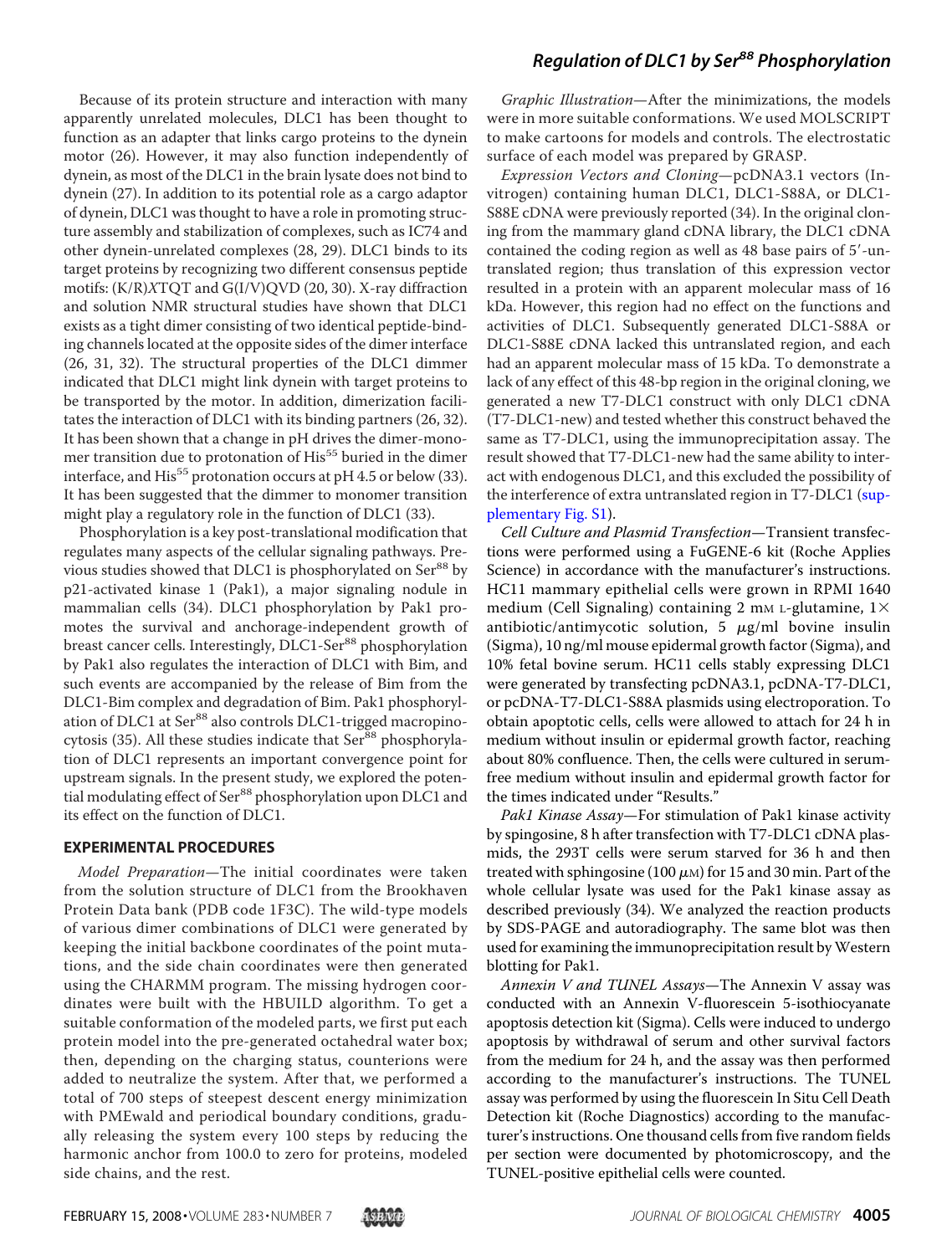Because of its protein structure and interaction with many apparently unrelated molecules, DLC1 has been thought to function as an adapter that links cargo proteins to the dynein motor (26). However, it may also function independently of dynein, as most of the DLC1 in the brain lysate does not bind to dynein (27). In addition to its potential role as a cargo adaptor of dynein, DLC1 was thought to have a role in promoting structure assembly and stabilization of complexes, such as IC74 and other dynein-unrelated complexes (28, 29). DLC1 binds to its target proteins by recognizing two different consensus peptide motifs: (K/R)*X*TQT and G(I/V)QVD (20, 30). X-ray diffraction and solution NMR structural studies have shown that DLC1 exists as a tight dimer consisting of two identical peptide-binding channels located at the opposite sides of the dimer interface (26, 31, 32). The structural properties of the DLC1 dimmer indicated that DLC1 might link dynein with target proteins to be transported by the motor. In addition, dimerization facilitates the interaction of DLC1 with its binding partners (26, 32). It has been shown that a change in pH drives the dimer-monomer transition due to protonation of His[55] buried in the dimer interface, and His[55] protonation occurs at pH 4.5 or below (33). It has been suggested that the dimmer to monomer transition might play a regulatory role in the function of DLC1 (33).

Phosphorylation is a key post-translational modification that regulates many aspects of the cellular signaling pathways. Previous studies showed that DLC1 is phosphorylated on Ser[88] by p21-activated kinase 1 (Pak1), a major signaling nodule in mammalian cells (34). DLC1 phosphorylation by Pak1 promotes the survival and anchorage-independent growth of breast cancer cells. Interestingly, DLC1-Ser[88] phosphorylation by Pak1 also regulates the interaction of DLC1 with Bim, and such events are accompanied by the release of Bim from the DLC1-Bim complex and degradation of Bim. Pak1 phosphorylation of DLC1 at Ser[88] also controls DLC1-trigged macropinocytosis (35). All these studies indicate that Ser[88] phosphorylation of DLC1 represents an important convergence point for upstream signals. In the present study, we explored the potential modulating effect of Ser[88] phosphorylation upon DLC1 and its effect on the function of DLC1.

## EXPERIMENTAL PROCEDURES

*Model Preparation*—The initial coordinates were taken from the solution structure of DLC1 from the Brookhaven Protein Data bank (PDB code 1F3C). The wild-type models of various dimer combinations of DLC1 were generated by keeping the initial backbone coordinates of the point mutations, and the side chain coordinates were then generated using the CHARMM program. The missing hydrogen coordinates were built with the HBUILD algorithm. To get a suitable conformation of the modeled parts, we first put each protein model into the pre-generated octahedral water box; then, depending on the charging status, counterions were added to neutralize the system. After that, we performed a total of 700 steps of steepest descent energy minimization with PMEwald and periodical boundary conditions, gradually releasing the system every 100 steps by reducing the harmonic anchor from 100.0 to zero for proteins, modeled side chains, and the rest.

*Graphic Illustration*—After the minimizations, the models were in more suitable conformations. We used MOLSCRIPT to make cartoons for models and controls. The electrostatic surface of each model was prepared by GRASP.

*Expression Vectors and Cloning*—pcDNA3.1 vectors (Invitrogen) containing human DLC1, DLC1-S88A, or DLC1-S88E cDNA were previously reported (34). In the original cloning from the mammary gland cDNA library, the DLC1 cDNA contained the coding region as well as 48 base pairs of 5′-untranslated region; thus translation of this expression vector resulted in a protein with an apparent molecular mass of 16 kDa. However, this region had no effect on the functions and activities of DLC1. Subsequently generated DLC1-S88A or DLC1-S88E cDNA lacked this untranslated region, and each had an apparent molecular mass of 15 kDa. To demonstrate a lack of any effect of this 48-bp region in the original cloning, we generated a new T7-DLC1 construct with only DLC1 cDNA (T7-DLC1-new) and tested whether this construct behaved the same as T7-DLC1, using the immunoprecipitation assay. The result showed that T7-DLC1-new had the same ability to interact with endogenous DLC1, and this excluded the possibility of the interference of extra untranslated region in T7-DLC1 (supplementary Fig. S1).

*Cell Culture and Plasmid Transfection*—Transient transfections were performed using a FuGENE-6 kit (Roche Applies Science) in accordance with the manufacturer's instructions. HC11 mammary epithelial cells were grown in RPMI 1640 medium (Cell Signaling) containing 2 mM L-glutamine, 1× antibiotic/antimycotic solution, 5 μg/ml bovine insulin (Sigma), 10 ng/ml mouse epidermal growth factor (Sigma), and 10% fetal bovine serum. HC11 cells stably expressing DLC1 were generated by transfecting pcDNA3.1, pcDNA-T7-DLC1, or pcDNA-T7-DLC1-S88A plasmids using electroporation. To obtain apoptotic cells, cells were allowed to attach for 24 h in medium without insulin or epidermal growth factor, reaching about 80% confluence. Then, the cells were cultured in serum-free medium without insulin and epidermal growth factor for the times indicated under "Results."

*Pak1 Kinase Assay*—For stimulation of Pak1 kinase activity by spingosine, 8 h after transfection with T7-DLC1 cDNA plasmids, the 293T cells were serum starved for 36 h and then treated with sphingosine (100 μM) for 15 and 30 min. Part of the whole cellular lysate was used for the Pak1 kinase assay as described previously (34). We analyzed the reaction products by SDS-PAGE and autoradiography. The same blot was then used for examining the immunoprecipitation result by Western blotting for Pak1.

*Annexin V and TUNEL Assays*—The Annexin V assay was conducted with an Annexin V-fluorescein 5-isothiocyanate apoptosis detection kit (Sigma). Cells were induced to undergo apoptosis by withdrawal of serum and other survival factors from the medium for 24 h, and the assay was then performed according to the manufacturer's instructions. The TUNEL assay was performed by using the fluorescein In Situ Cell Death Detection kit (Roche Diagnostics) according to the manufacturer's instructions. One thousand cells from five random fields per section were documented by photomicroscopy, and the TUNEL-positive epithelial cells were counted.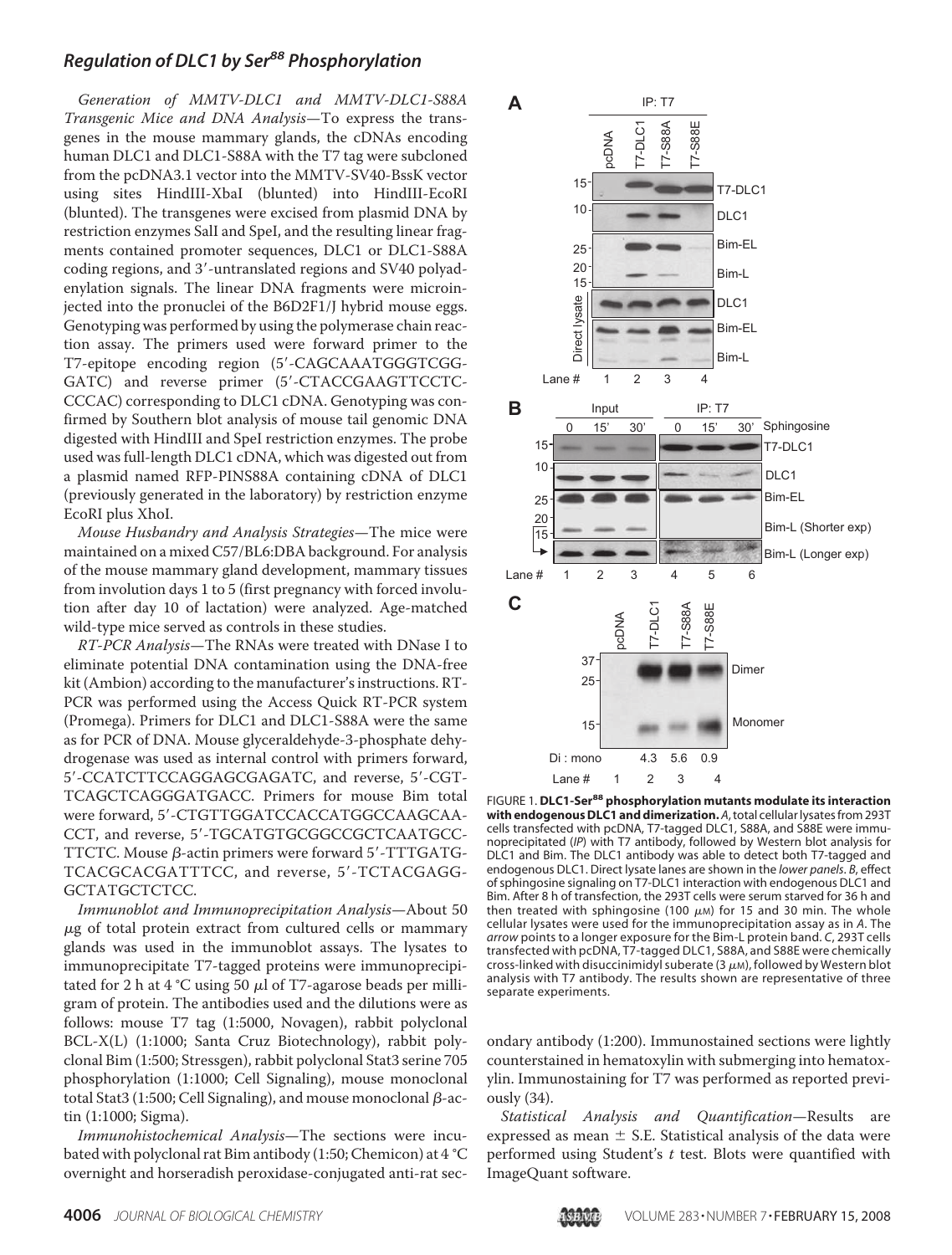*Generation of MMTV-DLC1 and MMTV-DLC1-S88A Transgenic Mice and DNA Analysis*—To express the transgenes in the mouse mammary glands, the cDNAs encoding human DLC1 and DLC1-S88A with the T7 tag were subcloned from the pcDNA3.1 vector into the MMTV-SV40-BssK vector using sites HindIII-XbaI (blunted) into HindIII-EcoRI (blunted). The transgenes were excised from plasmid DNA by restriction enzymes SalI and SpeI, and the resulting linear fragments contained promoter sequences, DLC1 or DLC1-S88A coding regions, and 3′-untranslated regions and SV40 polyadenylation signals. The linear DNA fragments were microinjected into the pronuclei of the B6D2F1/J hybrid mouse eggs. Genotyping was performed by using the polymerase chain reaction assay. The primers used were forward primer to the T7-epitope encoding region (5′-CAGCAAATGGGTCGGGATC) and reverse primer (5′-CTACCGAAGTTCCTCCCCAC) corresponding to DLC1 cDNA. Genotyping was confirmed by Southern blot analysis of mouse tail genomic DNA digested with HindIII and SpeI restriction enzymes. The probe used was full-length DLC1 cDNA, which was digested out from a plasmid named RFP-PINS88A containing cDNA of DLC1 (previously generated in the laboratory) by restriction enzyme EcoRI plus XhoI.

*Mouse Husbandry and Analysis Strategies*—The mice were maintained on a mixed C57/BL6:DBA background. For analysis of the mouse mammary gland development, mammary tissues from involution days 1 to 5 (first pregnancy with forced involution after day 10 of lactation) were analyzed. Age-matched wild-type mice served as controls in these studies.

*RT-PCR Analysis*—The RNAs were treated with DNase I to eliminate potential DNA contamination using the DNA-free kit (Ambion) according to the manufacturer's instructions. RT-PCR was performed using the Access Quick RT-PCR system (Promega). Primers for DLC1 and DLC1-S88A were the same as for PCR of DNA. Mouse glyceraldehyde-3-phosphate dehydrogenase was used as internal control with primers forward, 5′-CCATCTTCCAGGAGCGAGATC, and reverse, 5′-CGTTCAGCTCAGGGATGACC. Primers for mouse Bim total were forward, 5′-CTGTTGGATCCACCATGGCCAAGCAACCT, and reverse, 5′-TGCATGTGCGGCCGCTCAATGCCTTCTC. Mouse β-actin primers were forward 5′-TTTGATGTCACGCACGATTTCC, and reverse, 5′-TCTACGAGGGCTATGCTCTCC.

*Immunoblot and Immunoprecipitation Analysis*—About 50 μg of total protein extract from cultured cells or mammary glands was used in the immunoblot assays. The lysates to immunoprecipitate T7-tagged proteins were immunoprecipitated for 2 h at 4 °C using 50 μl of T7-agarose beads per milligram of protein. The antibodies used and the dilutions were as follows: mouse T7 tag (1:5000, Novagen), rabbit polyclonal BCL-X(L) (1:1000; Santa Cruz Biotechnology), rabbit polyclonal Bim (1:500; Stressgen), rabbit polyclonal Stat3 serine 705 phosphorylation (1:1000; Cell Signaling), mouse monoclonal total Stat3 (1:500; Cell Signaling), and mouse monoclonal β-actin (1:1000; Sigma).

*Immunohistochemical Analysis*—The sections were incubated with polyclonal rat Bim antibody (1:50; Chemicon) at 4 °C overnight and horseradish peroxidase-conjugated anti-rat secondary antibody (1:200). Immunostained sections were lightly counterstained in hematoxylin with submerging into hematoxylin. Immunostaining for T7 was performed as reported previously (34).

*Statistical Analysis and Quantification*—Results are expressed as mean ± S.E. Statistical analysis of the data were performed using Student's *t* test. Blots were quantified with ImageQuant software.

FIGURE 1. **DLC1-Ser[88] phosphorylation mutants modulate its interaction with endogenous DLC1 and dimerization.** *A*, total cellular lysates from 293T cells transfected with pcDNA, T7-tagged DLC1, S88A, and S88E were immunoprecipitated (*IP*) with T7 antibody, followed by Western blot analysis for DLC1 and Bim. The DLC1 antibody was able to detect both T7-tagged and endogenous DLC1. Direct lysate lanes are shown in the *lower panels*. *B*, effect of sphingosine signaling on T7-DLC1 interaction with endogenous DLC1 and Bim. After 8 h of transfection, the 293T cells were serum starved for 36 h and then treated with sphingosine (100 μM) for 15 and 30 min. The whole cellular lysates were used for the immunoprecipitation assay as in *A*. The *arrow* points to a longer exposure for the Bim-L protein band. *C*, 293T cells transfected with pcDNA, T7-tagged DLC1, S88A, and S88E were chemically cross-linked with disuccinimidyl suberate (3 μM), followed by Western blot analysis with T7 antibody. The results shown are representative of three separate experiments.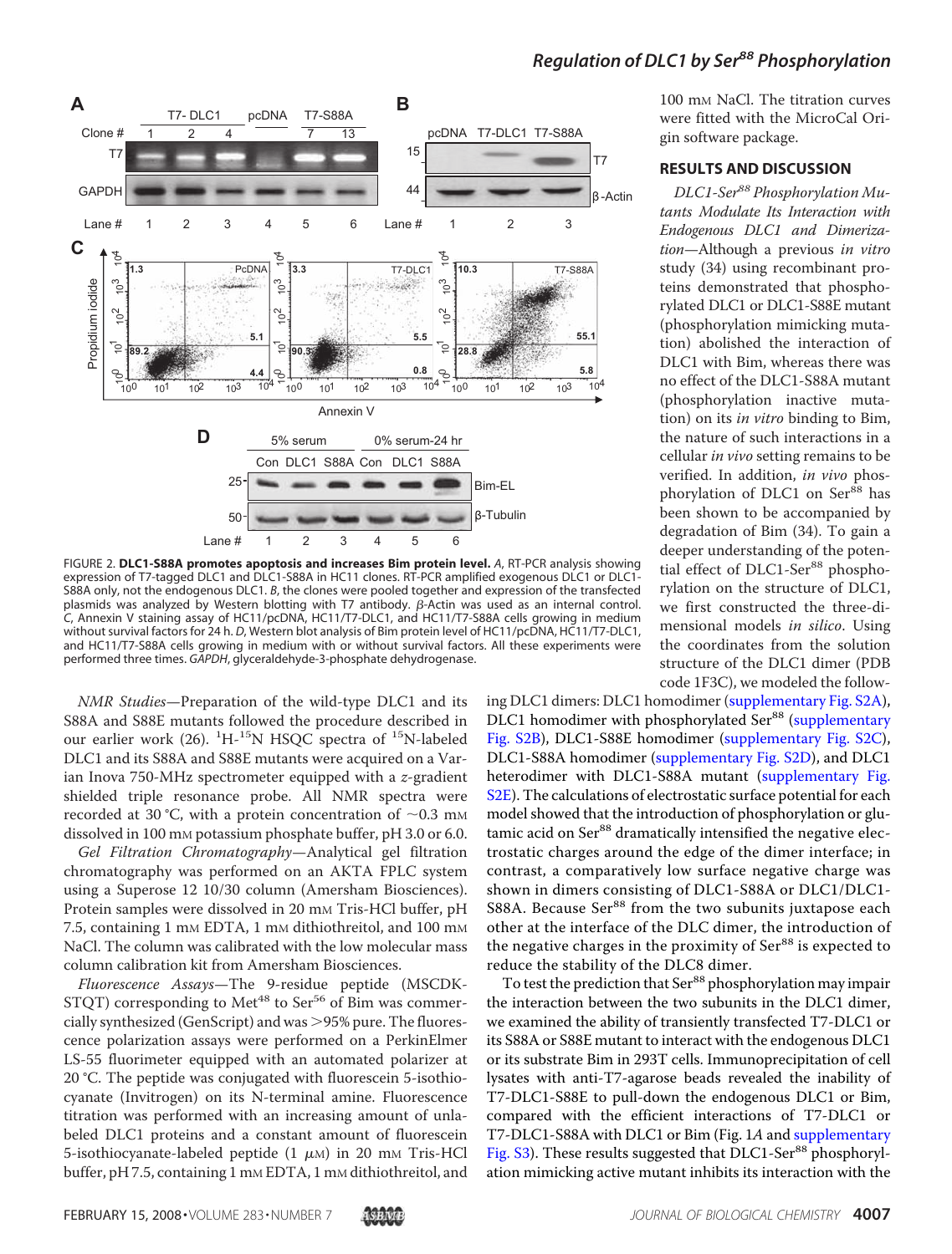FIGURE 2. **DLC1-S88A promotes apoptosis and increases Bim protein level.** *A*, RT-PCR analysis showing expression of T7-tagged DLC1 and DLC1-S88A in HC11 clones. RT-PCR amplified exogenous DLC1 or DLC1-S88A only, not the endogenous DLC1. *B*, the clones were pooled together and expression of the transfected plasmids was analyzed by Western blotting with T7 antibody. β-Actin was used as an internal control. *C*, Annexin V staining assay of HC11/pcDNA, HC11/T7-DLC1, and HC11/T7-S88A cells growing in medium without survival factors for 24 h. *D*, Western blot analysis of Bim protein level of HC11/pcDNA, HC11/T7-DLC1, and HC11/T7-S88A cells growing in medium with or without survival factors. All these experiments were performed three times. *GAPDH*, glyceraldehyde-3-phosphate dehydrogenase.

*NMR Studies*—Preparation of the wild-type DLC1 and its S88A and S88E mutants followed the procedure described in our earlier work (26). $^1$H-$^{15}$N HSQC spectra of $^{15}$N-labeled DLC1 and its S88A and S88E mutants were acquired on a Varian Inova 750-MHz spectrometer equipped with a *z*-gradient shielded triple resonance probe. All NMR spectra were recorded at 30 °C, with a protein concentration of ~0.3 mM dissolved in 100 mM potassium phosphate buffer, pH 3.0 or 6.0.

*Gel Filtration Chromatography*—Analytical gel filtration chromatography was performed on an AKTA FPLC system using a Superose 12 10/30 column (Amersham Biosciences). Protein samples were dissolved in 20 mM Tris-HCl buffer, pH 7.5, containing 1 mM EDTA, 1 mM dithiothreitol, and 100 mM NaCl. The column was calibrated with the low molecular mass column calibration kit from Amersham Biosciences.

*Fluorescence Assays*—The 9-residue peptide (MSCDKSTQT) corresponding to Met[48] to Ser[56] of Bim was commercially synthesized (GenScript) and was >95% pure. The fluorescence polarization assays were performed on a PerkinElmer LS-55 fluorimeter equipped with an automated polarizer at 20 °C. The peptide was conjugated with fluorescein 5-isothiocyanate (Invitrogen) on its N-terminal amine. Fluorescence titration was performed with an increasing amount of unlabeled DLC1 proteins and a constant amount of fluorescein 5-isothiocyanate-labeled peptide (1 μM) in 20 mM Tris-HCl buffer, pH 7.5, containing 1 mM EDTA, 1 mM dithiothreitol, and 100 mM NaCl. The titration curves were fitted with the MicroCal Origin software package.

## RESULTS AND DISCUSSION

*DLC1-Ser[88] Phosphorylation Mutants Modulate Its Interaction with Endogenous DLC1 and Dimerization*—Although a previous *in vitro* study (34) using recombinant proteins demonstrated that phosphorylated DLC1 or DLC1-S88E mutant (phosphorylation mimicking mutation) abolished the interaction of DLC1 with Bim, whereas there was no effect of the DLC1-S88A mutant (phosphorylation inactive mutation) on its *in vitro* binding to Bim, the nature of such interactions in a cellular *in vivo* setting remains to be verified. In addition, *in vivo* phosphorylation of DLC1 on Ser[88] has been shown to be accompanied by degradation of Bim (34). To gain a deeper understanding of the potential effect of DLC1-Ser[88] phosphorylation on the structure of DLC1, we first constructed the three-dimensional models *in silico*. Using the coordinates from the solution structure of the DLC1 dimer (PDB code 1F3C), we modeled the following DLC1 dimers: DLC1 homodimer (supplementary Fig. S2A), DLC1 homodimer with phosphorylated Ser[88] (supplementary Fig. S2B), DLC1-S88E homodimer (supplementary Fig. S2C), DLC1-S88A homodimer (supplementary Fig. S2D), and DLC1 heterodimer with DLC1-S88A mutant (supplementary Fig. S2E). The calculations of electrostatic surface potential for each model showed that the introduction of phosphorylation or glutamic acid on Ser[88] dramatically intensified the negative electrostatic charges around the edge of the dimer interface; in contrast, a comparatively low surface negative charge was shown in dimers consisting of DLC1-S88A or DLC1/DLC1-S88A. Because Ser[88] from the two subunits juxtapose each other at the interface of the DLC dimer, the introduction of the negative charges in the proximity of Ser[88] is expected to reduce the stability of the DLC8 dimer.

To test the prediction that Ser[88] phosphorylation may impair the interaction between the two subunits in the DLC1 dimer, we examined the ability of transiently transfected T7-DLC1 or its S88A or S88E mutant to interact with the endogenous DLC1 or its substrate Bim in 293T cells. Immunoprecipitation of cell lysates with anti-T7-agarose beads revealed the inability of T7-DLC1-S88E to pull-down the endogenous DLC1 or Bim, compared with the efficient interactions of T7-DLC1 or T7-DLC1-S88A with DLC1 or Bim (Fig. 1*A* and supplementary Fig. S3). These results suggested that DLC1-Ser[88] phosphorylation mimicking active mutant inhibits its interaction with the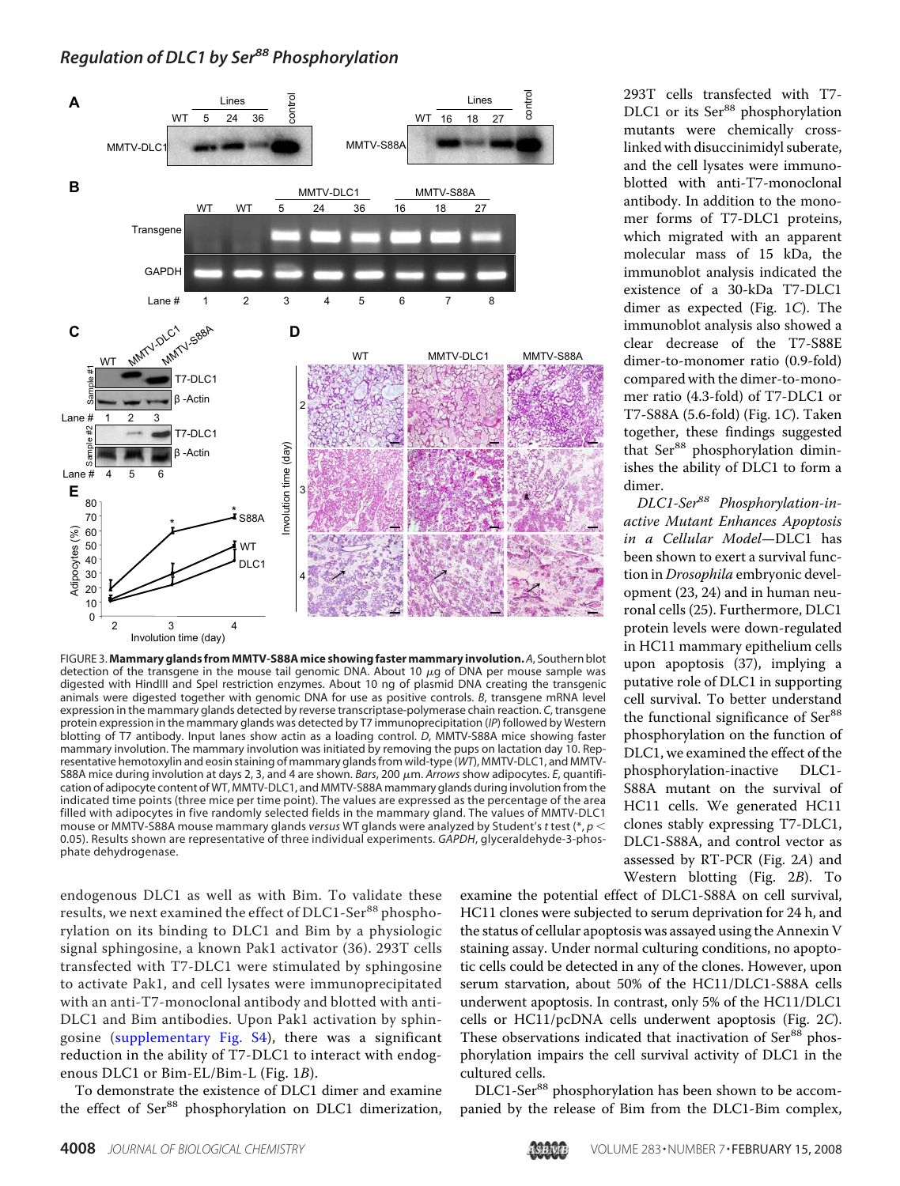FIGURE 3. **Mammary glands from MMTV-S88A mice showing faster mammary involution.** *A*, Southern blot detection of the transgene in the mouse tail genomic DNA. About 10 μg of DNA per mouse sample was digested with HindIII and SpeI restriction enzymes. About 10 ng of plasmid DNA creating the transgenic animals were digested together with genomic DNA for use as positive controls. *B*, transgene mRNA level expression in the mammary glands detected by reverse transcriptase-polymerase chain reaction. *C*, transgene protein expression in the mammary glands was detected by T7 immunoprecipitation (*IP*) followed by Western blotting of T7 antibody. Input lanes show actin as a loading control. *D*, MMTV-S88A mice showing faster mammary involution. The mammary involution was initiated by removing the pups on lactation day 10. Representative hemotoxylin and eosin staining of mammary glands from wild-type (*WT*), MMTV-DLC1, and MMTV-S88A mice during involution at days 2, 3, and 4 are shown. *Bars*, 200 μm. *Arrows* show adipocytes. *E*, quantification of adipocyte content of WT, MMTV-DLC1, and MMTV-S88A mammary glands during involution from the indicated time points (three mice per time point). The values are expressed as the percentage of the area filled with adipocytes in five randomly selected fields in the mammary gland. The values of MMTV-DLC1 mouse or MMTV-S88A mouse mammary glands *versus* WT glands were analyzed by Student's *t* test (*, $p < 0.05$). Results shown are representative of three individual experiments. *GAPDH*, glyceraldehyde-3-phosphate dehydrogenase.

endogenous DLC1 as well as with Bim. To validate these results, we next examined the effect of DLC1-Ser[88] phosphorylation on its binding to DLC1 and Bim by a physiologic signal sphingosine, a known Pak1 activator (36). 293T cells transfected with T7-DLC1 were stimulated by sphingosine to activate Pak1, and cell lysates were immunoprecipitated with an anti-T7-monoclonal antibody and blotted with anti-DLC1 and Bim antibodies. Upon Pak1 activation by sphingosine (supplementary Fig. S4), there was a significant reduction in the ability of T7-DLC1 to interact with endogenous DLC1 or Bim-EL/Bim-L (Fig. 1*B*).

To demonstrate the existence of DLC1 dimer and examine the effect of Ser[88] phosphorylation on DLC1 dimerization, 293T cells transfected with T7-DLC1 or its Ser[88] phosphorylation mutants were chemically cross-linked with disuccinimidyl suberate, and the cell lysates were immunoblotted with anti-T7-monoclonal antibody. In addition to the monomer forms of T7-DLC1 proteins, which migrated with an apparent molecular mass of 15 kDa, the immunoblot analysis indicated the existence of a 30-kDa T7-DLC1 dimer as expected (Fig. 1*C*). The immunoblot analysis also showed a clear decrease of the T7-S88E dimer-to-monomer ratio (0.9-fold) compared with the dimer-to-monomer ratio (4.3-fold) of T7-DLC1 or T7-S88A (5.6-fold) (Fig. 1*C*). Taken together, these findings suggested that Ser[88] phosphorylation diminishes the ability of DLC1 to form a dimer.

*DLC1-Ser[88] Phosphorylation-inactive Mutant Enhances Apoptosis in a Cellular Model*—DLC1 has been shown to exert a survival function in *Drosophila* embryonic development (23, 24) and in human neuronal cells (25). Furthermore, DLC1 protein levels were down-regulated in HC11 mammary epithelium cells upon apoptosis (37), implying a putative role of DLC1 in supporting cell survival. To better understand the functional significance of Ser[88] phosphorylation on the function of DLC1, we examined the effect of the phosphorylation-inactive DLC1-S88A mutant on the survival of HC11 cells. We generated HC11 clones stably expressing T7-DLC1, DLC1-S88A, and control vector as assessed by RT-PCR (Fig. 2*A*) and Western blotting (Fig. 2*B*). To examine the potential effect of DLC1-S88A on cell survival, HC11 clones were subjected to serum deprivation for 24 h, and the status of cellular apoptosis was assayed using the Annexin V staining assay. Under normal culturing conditions, no apoptotic cells could be detected in any of the clones. However, upon serum starvation, about 50% of the HC11/DLC1-S88A cells underwent apoptosis. In contrast, only 5% of the HC11/DLC1 cells or HC11/pcDNA cells underwent apoptosis (Fig. 2*C*). These observations indicated that inactivation of Ser[88] phosphorylation impairs the cell survival activity of DLC1 in the cultured cells.

DLC1-Ser[88] phosphorylation has been shown to be accompanied by the release of Bim from the DLC1-Bim complex,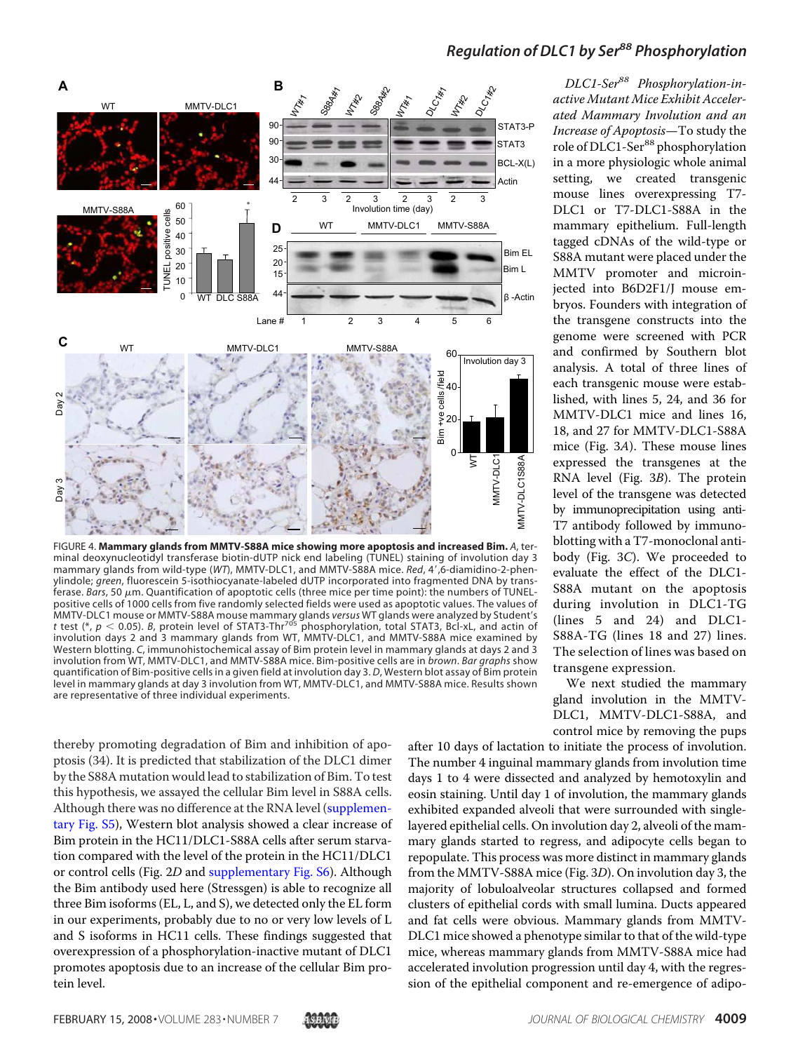FIGURE 4. **Mammary glands from MMTV-S88A mice showing more apoptosis and increased Bim.** *A*, terminal deoxynucleotidyl transferase biotin-dUTP nick end labeling (TUNEL) staining of involution day 3 mammary glands from wild-type (*WT*), MMTV-DLC1, and MMTV-S88A mice. *Red*, 4′,6-diamidino-2-phenylindole; *green*, fluorescein 5-isothiocyanate-labeled dUTP incorporated into fragmented DNA by transferase. *Bars*, 50 μm. Quantification of apoptotic cells (three mice per time point): the numbers of TUNEL-positive cells of 1000 cells from five randomly selected fields were used as apoptotic values. The values of MMTV-DLC1 mouse or MMTV-S88A mouse mammary glands *versus* WT glands were analyzed by Student's *t* test (*, $p < 0.05$). *B*, protein level of STAT3-Thr[705] phosphorylation, total STAT3, Bcl-xL, and actin of involution days 2 and 3 mammary glands from WT, MMTV-DLC1, and MMTV-S88A mice examined by Western blotting. *C*, immunohistochemical assay of Bim protein level in mammary glands at days 2 and 3 involution from WT, MMTV-DLC1, and MMTV-S88A mice. Bim-positive cells are in *brown*. *Bar graphs* show quantification of Bim-positive cells in a given field at involution day 3. *D*, Western blot assay of Bim protein level in mammary glands at day 3 involution from WT, MMTV-DLC1, and MMTV-S88A mice. Results shown are representative of three individual experiments.

thereby promoting degradation of Bim and inhibition of apoptosis (34). It is predicted that stabilization of the DLC1 dimer by the S88A mutation would lead to stabilization of Bim. To test this hypothesis, we assayed the cellular Bim level in S88A cells. Although there was no difference at the RNA level (supplementary Fig. S5), Western blot analysis showed a clear increase of Bim protein in the HC11/DLC1-S88A cells after serum starvation compared with the level of the protein in the HC11/DLC1 or control cells (Fig. 2*D* and supplementary Fig. S6). Although the Bim antibody used here (Stressgen) is able to recognize all three Bim isoforms (EL, L, and S), we detected only the EL form in our experiments, probably due to no or very low levels of L and S isoforms in HC11 cells. These findings suggested that overexpression of a phosphorylation-inactive mutant of DLC1 promotes apoptosis due to an increase of the cellular Bim protein level.

*DLC1-Ser[88] Phosphorylation-inactive Mutant Mice Exhibit Accelerated Mammary Involution and an Increase of Apoptosis*—To study the role of DLC1-Ser[88] phosphorylation in a more physiologic whole animal setting, we created transgenic mouse lines overexpressing T7-DLC1 or T7-DLC1-S88A in the mammary epithelium. Full-length tagged cDNAs of the wild-type or S88A mutant were placed under the MMTV promoter and microinjected into B6D2F1/J mouse embryos. Founders with integration of the transgene constructs into the genome were screened with PCR and confirmed by Southern blot analysis. A total of three lines of each transgenic mouse were established, with lines 5, 24, and 36 for MMTV-DLC1 mice and lines 16, 18, and 27 for MMTV-DLC1-S88A mice (Fig. 3*A*). These mouse lines expressed the transgenes at the RNA level (Fig. 3*B*). The protein level of the transgene was detected by immunoprecipitation using anti-T7 antibody followed by immunoblotting with a T7-monoclonal antibody (Fig. 3*C*). We proceeded to evaluate the effect of the DLC1-S88A mutant on the apoptosis during involution in DLC1-TG (lines 5 and 24) and DLC1-S88A-TG (lines 18 and 27) lines. The selection of lines was based on transgene expression.

We next studied the mammary gland involution in the MMTV-DLC1, MMTV-DLC1-S88A, and control mice by removing the pups after 10 days of lactation to initiate the process of involution. The number 4 inguinal mammary glands from involution time days 1 to 4 were dissected and analyzed by hemotoxylin and eosin staining. Until day 1 of involution, the mammary glands exhibited expanded alveoli that were surrounded with single-layered epithelial cells. On involution day 2, alveoli of the mammary glands started to regress, and adipocyte cells began to repopulate. This process was more distinct in mammary glands from the MMTV-S88A mice (Fig. 3*D*). On involution day 3, the majority of lobuloalveolar structures collapsed and formed clusters of epithelial cords with small lumina. Ducts appeared and fat cells were obvious. Mammary glands from MMTV-DLC1 mice showed a phenotype similar to that of the wild-type mice, whereas mammary glands from MMTV-S88A mice had accelerated involution progression until day 4, with the regression of the epithelial component and re-emergence of adipo-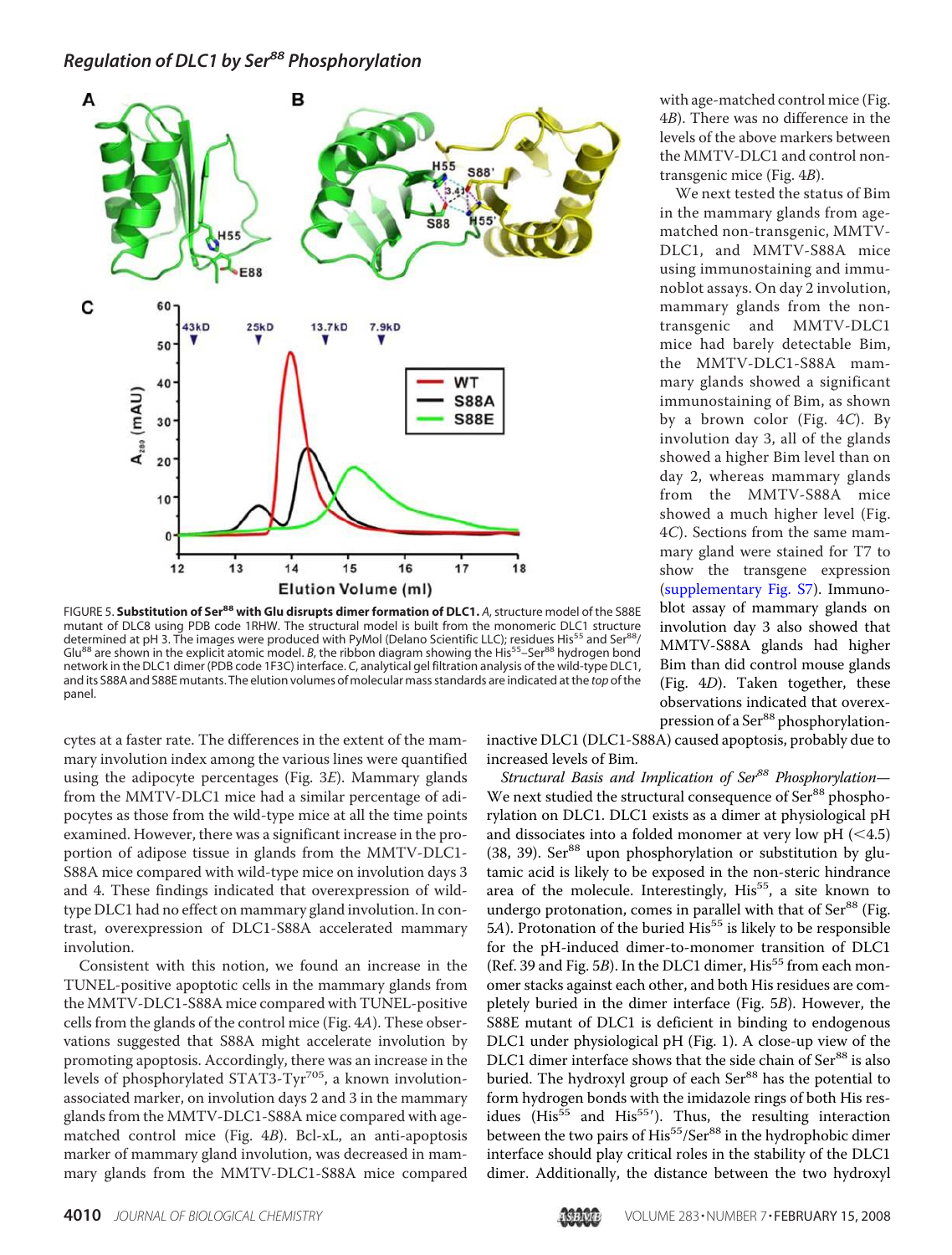FIGURE 5. **Substitution of Ser[88] with Glu disrupts dimer formation of DLC1.** *A*, structure model of the S88E mutant of DLC8 using PDB code 1RHW. The structural model is built from the monomeric DLC1 structure determined at pH 3. The images were produced with PyMol (Delano Scientific LLC); residues His[55] and Ser[88]/Glu[88] are shown in the explicit atomic model. *B*, the ribbon diagram showing the His[55]–Ser[88] hydrogen bond network in the DLC1 dimer (PDB code 1F3C) interface. *C*, analytical gel filtration analysis of the wild-type DLC1, and its S88A and S88E mutants. The elution volumes of molecular mass standards are indicated at the *top* of the panel.

cytes at a faster rate. The differences in the extent of the mammary involution index among the various lines were quantified using the adipocyte percentages (Fig. 3*E*). Mammary glands from the MMTV-DLC1 mice had a similar percentage of adipocytes as those from the wild-type mice at all the time points examined. However, there was a significant increase in the proportion of adipose tissue in glands from the MMTV-DLC1-S88A mice compared with wild-type mice on involution days 3 and 4. These findings indicated that overexpression of wild-type DLC1 had no effect on mammary gland involution. In contrast, overexpression of DLC1-S88A accelerated mammary involution.

Consistent with this notion, we found an increase in the TUNEL-positive apoptotic cells in the mammary glands from the MMTV-DLC1-S88A mice compared with TUNEL-positive cells from the glands of the control mice (Fig. 4*A*). These observations suggested that S88A might accelerate involution by promoting apoptosis. Accordingly, there was an increase in the levels of phosphorylated STAT3-Tyr[705], a known involution-associated marker, on involution days 2 and 3 in the mammary glands from the MMTV-DLC1-S88A mice compared with age-matched control mice (Fig. 4*B*). Bcl-xL, an anti-apoptosis marker of mammary gland involution, was decreased in mammary glands from the MMTV-DLC1-S88A mice compared with age-matched control mice (Fig. 4*B*). There was no difference in the levels of the above markers between the MMTV-DLC1 and control non-transgenic mice (Fig. 4*B*).

We next tested the status of Bim in the mammary glands from age-matched non-transgenic, MMTV-DLC1, and MMTV-S88A mice using immunostaining and immunoblot assays. On day 2 involution, mammary glands from the non-transgenic and MMTV-DLC1 mice had barely detectable Bim, the MMTV-DLC1-S88A mammary glands showed a significant immunostaining of Bim, as shown by a brown color (Fig. 4*C*). By involution day 3, all of the glands showed a higher Bim level than on day 2, whereas mammary glands from the MMTV-S88A mice showed a much higher level (Fig. 4*C*). Sections from the same mammary gland were stained for T7 to show the transgene expression (supplementary Fig. S7). Immunoblot assay of mammary glands on involution day 3 also showed that MMTV-S88A glands had higher Bim than did control mouse glands (Fig. 4*D*). Taken together, these observations indicated that overexpression of a Ser[88] phosphorylation-inactive DLC1 (DLC1-S88A) caused apoptosis, probably due to increased levels of Bim.

*Structural Basis and Implication of Ser[88] Phosphorylation*—We next studied the structural consequence of Ser[88] phosphorylation on DLC1. DLC1 exists as a dimer at physiological pH and dissociates into a folded monomer at very low pH ($<4.5$) (38, 39). Ser[88] upon phosphorylation or substitution by glutamic acid is likely to be exposed in the non-steric hindrance area of the molecule. Interestingly, His[55], a site known to undergo protonation, comes in parallel with that of Ser[88] (Fig. 5*A*). Protonation of the buried His[55] is likely to be responsible for the pH-induced dimer-to-monomer transition of DLC1 (Ref. 39 and Fig. 5*B*). In the DLC1 dimer, His[55] from each monomer stacks against each other, and both His residues are completely buried in the dimer interface (Fig. 5*B*). However, the S88E mutant of DLC1 is deficient in binding to endogenous DLC1 under physiological pH (Fig. 1). A close-up view of the DLC1 dimer interface shows that the side chain of Ser[88] is also buried. The hydroxyl group of each Ser[88] has the potential to form hydrogen bonds with the imidazole rings of both His residues (His[55] and His[55′]). Thus, the resulting interaction between the two pairs of His[55]/Ser[88] in the hydrophobic dimer interface should play critical roles in the stability of the DLC1 dimer. Additionally, the distance between the two hydroxyl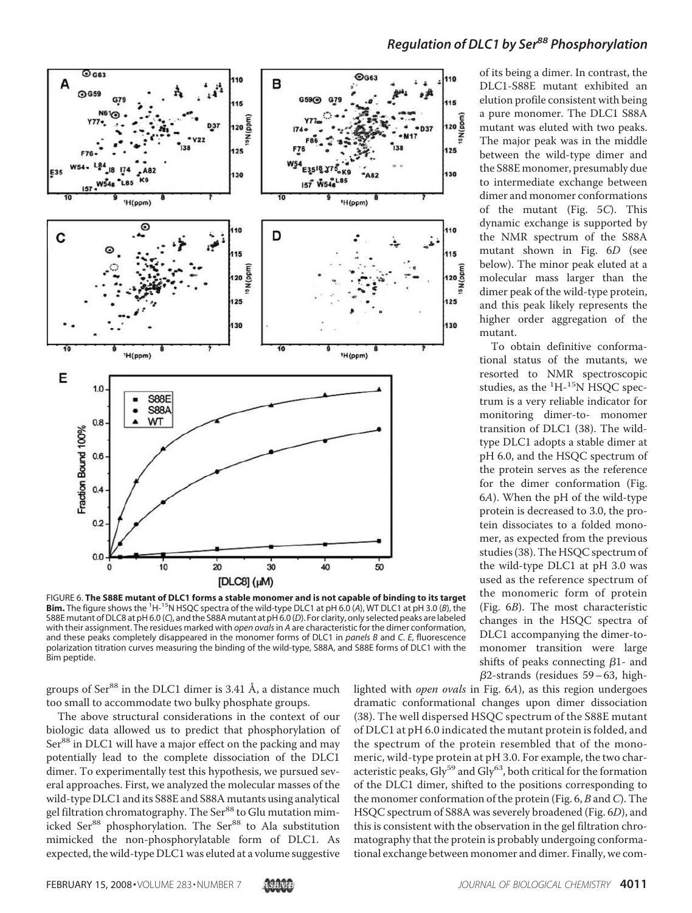of its being a dimer. In contrast, the DLC1-S88E mutant exhibited an elution profile consistent with being a pure monomer. The DLC1 S88A mutant was eluted with two peaks. The major peak was in the middle between the wild-type dimer and the S88E monomer, presumably due to intermediate exchange between dimer and monomer conformations of the mutant (Fig. 5*C*). This dynamic exchange is supported by the NMR spectrum of the S88A mutant shown in Fig. 6*D* (see below). The minor peak eluted at a molecular mass larger than the dimer peak of the wild-type protein, and this peak likely represents the higher order aggregation of the mutant.

To obtain definitive conformational status of the mutants, we resorted to NMR spectroscopic studies, as the $^1$H-$^{15}$N HSQC spectrum is a very reliable indicator for monitoring dimer-to- monomer transition of DLC1 (38). The wild-type DLC1 adopts a stable dimer at pH 6.0, and the HSQC spectrum of the protein serves as the reference for the dimer conformation (Fig. 6*A*). When the pH of the wild-type protein is decreased to 3.0, the protein dissociates to a folded monomer, as expected from the previous studies (38). The HSQC spectrum of the wild-type DLC1 at pH 3.0 was used as the reference spectrum of the monomeric form of protein (Fig. 6*B*). The most characteristic changes in the HSQC spectra of DLC1 accompanying the dimer-to-monomer transition were large shifts of peaks connecting $\beta$1- and $\beta$2-strands (residues 59–63, highlighted with *open ovals* in Fig. 6*A*), as this region undergoes dramatic conformational changes upon dimer dissociation (38). The well dispersed HSQC spectrum of the S88E mutant of DLC1 at pH 6.0 indicated the mutant protein is folded, and the spectrum of the protein resembled that of the monomeric, wild-type protein at pH 3.0. For example, the two characteristic peaks, Gly[59] and Gly[63], both critical for the formation of the DLC1 dimer, shifted to the positions corresponding to the monomer conformation of the protein (Fig. 6, *B* and *C*). The HSQC spectrum of S88A was severely broadened (Fig. 6*D*), and this is consistent with the observation in the gel filtration chromatography that the protein is probably undergoing conformational exchange between monomer and dimer. Finally, we com-

FIGURE 6. **The S88E mutant of DLC1 forms a stable monomer and is not capable of binding to its target Bim.** The figure shows the $^1$H-$^{15}$N HSQC spectra of the wild-type DLC1 at pH 6.0 (*A*), WT DLC1 at pH 3.0 (*B*), the S88E mutant of DLC8 at pH 6.0 (*C*), and the S88A mutant at pH 6.0 (*D*). For clarity, only selected peaks are labeled with their assignment. The residues marked with *open ovals* in *A* are characteristic for the dimer conformation, and these peaks completely disappeared in the monomer forms of DLC1 in *panels B* and *C*. *E*, fluorescence polarization titration curves measuring the binding of the wild-type, S88A, and S88E forms of DLC1 with the Bim peptide.

groups of Ser[88] in the DLC1 dimer is 3.41 Å, a distance much too small to accommodate two bulky phosphate groups.

The above structural considerations in the context of our biologic data allowed us to predict that phosphorylation of Ser[88] in DLC1 will have a major effect on the packing and may potentially lead to the complete dissociation of the DLC1 dimer. To experimentally test this hypothesis, we pursued several approaches. First, we analyzed the molecular masses of the wild-type DLC1 and its S88E and S88A mutants using analytical gel filtration chromatography. The Ser[88] to Glu mutation mimicked Ser[88] phosphorylation. The Ser[88] to Ala substitution mimicked the non-phosphorylatable form of DLC1. As expected, the wild-type DLC1 was eluted at a volume suggestive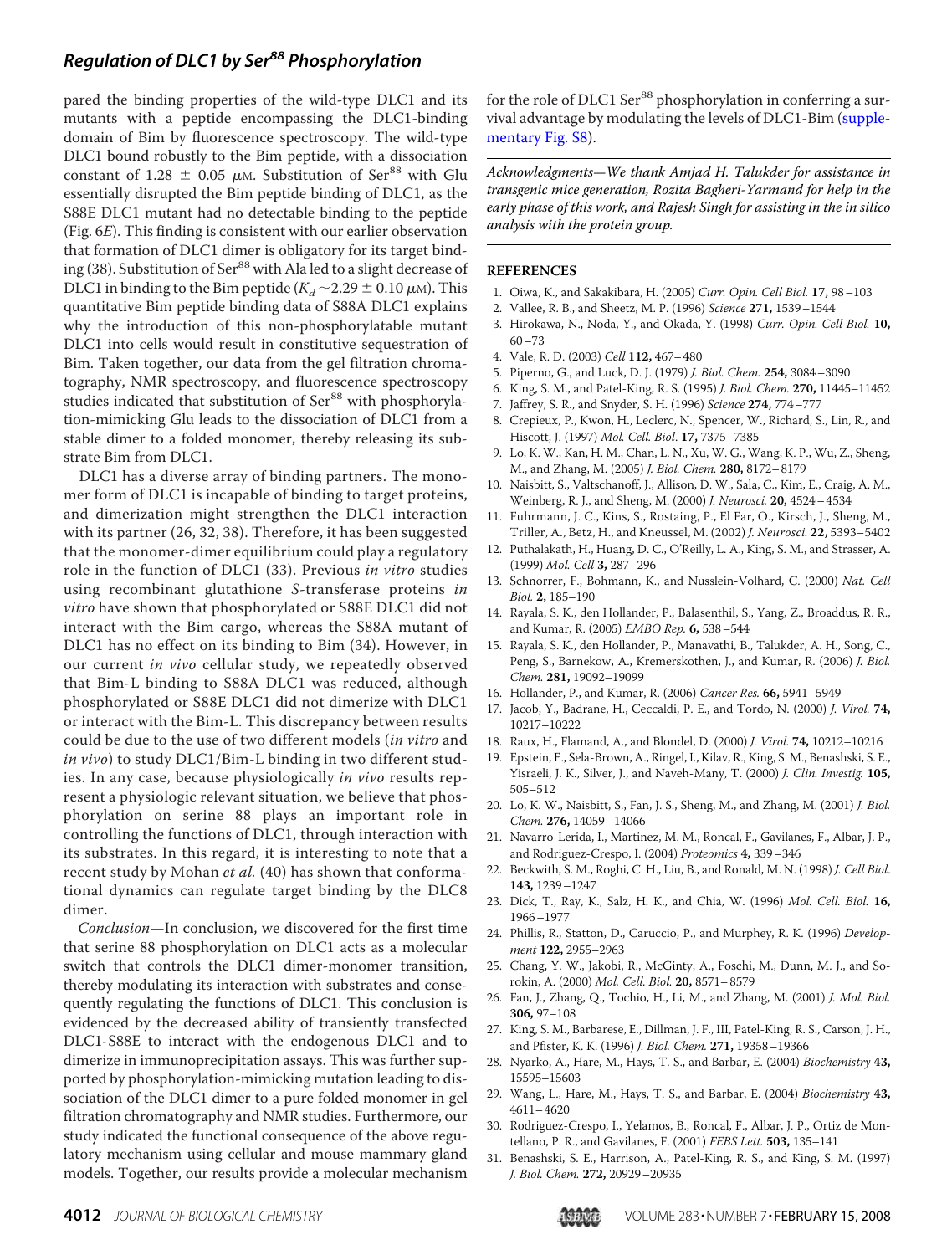pared the binding properties of the wild-type DLC1 and its mutants with a peptide encompassing the DLC1-binding domain of Bim by fluorescence spectroscopy. The wild-type DLC1 bound robustly to the Bim peptide, with a dissociation constant of $1.28 \pm 0.05$ μM. Substitution of Ser[88] with Glu essentially disrupted the Bim peptide binding of DLC1, as the S88E DLC1 mutant had no detectable binding to the peptide (Fig. 6E). This finding is consistent with our earlier observation that formation of DLC1 dimer is obligatory for its target binding (38). Substitution of Ser[88] with Ala led to a slight decrease of DLC1 in binding to the Bim peptide ($K_d \sim 2.29 \pm 0.10$ μM). This quantitative Bim peptide binding data of S88A DLC1 explains why the introduction of this non-phosphorylatable mutant DLC1 into cells would result in constitutive sequestration of Bim. Taken together, our data from the gel filtration chromatography, NMR spectroscopy, and fluorescence spectroscopy studies indicated that substitution of Ser[88] with phosphorylation-mimicking Glu leads to the dissociation of DLC1 from a stable dimer to a folded monomer, thereby releasing its substrate Bim from DLC1.

DLC1 has a diverse array of binding partners. The monomer form of DLC1 is incapable of binding to target proteins, and dimerization might strengthen the DLC1 interaction with its partner (26, 32, 38). Therefore, it has been suggested that the monomer-dimer equilibrium could play a regulatory role in the function of DLC1 (33). Previous *in vitro* studies using recombinant glutathione *S*-transferase proteins *in vitro* have shown that phosphorylated or S88E DLC1 did not interact with the Bim cargo, whereas the S88A mutant of DLC1 has no effect on its binding to Bim (34). However, in our current *in vivo* cellular study, we repeatedly observed that Bim-L binding to S88A DLC1 was reduced, although phosphorylated or S88E DLC1 did not dimerize with DLC1 or interact with the Bim-L. This discrepancy between results could be due to the use of two different models (*in vitro* and *in vivo*) to study DLC1/Bim-L binding in two different studies. In any case, because physiologically *in vivo* results represent a physiologic relevant situation, we believe that phosphorylation on serine 88 plays an important role in controlling the functions of DLC1, through interaction with its substrates. In this regard, it is interesting to note that a recent study by Mohan *et al.* (40) has shown that conformational dynamics can regulate target binding by the DLC8 dimer.

*Conclusion*—In conclusion, we discovered for the first time that serine 88 phosphorylation on DLC1 acts as a molecular switch that controls the DLC1 dimer-monomer transition, thereby modulating its interaction with substrates and consequently regulating the functions of DLC1. This conclusion is evidenced by the decreased ability of transiently transfected DLC1-S88E to interact with the endogenous DLC1 and to dimerize in immunoprecipitation assays. This was further supported by phosphorylation-mimicking mutation leading to dissociation of the DLC1 dimer to a pure folded monomer in gel filtration chromatography and NMR studies. Furthermore, our study indicated the functional consequence of the above regulatory mechanism using cellular and mouse mammary gland models. Together, our results provide a molecular mechanism for the role of DLC1 Ser[88] phosphorylation in conferring a survival advantage by modulating the levels of DLC1-Bim (supplementary Fig. S8).

*Acknowledgments—We thank Amjad H. Talukder for assistance in transgenic mice generation, Rozita Bagheri-Yarmand for help in the early phase of this work, and Rajesh Singh for assisting in the in silico analysis with the protein group.*

## REFERENCES

1. Oiwa, K., and Sakakibara, H. (2005) *Curr. Opin. Cell Biol.* **17,** 98–103
2. Vallee, R. B., and Sheetz, M. P. (1996) *Science* **271,** 1539–1544
3. Hirokawa, N., Noda, Y., and Okada, Y. (1998) *Curr. Opin. Cell Biol.* **10,** 60–73
4. Vale, R. D. (2003) *Cell* **112,** 467–480
5. Piperno, G., and Luck, D. J. (1979) *J. Biol. Chem.* **254,** 3084–3090
6. King, S. M., and Patel-King, R. S. (1995) *J. Biol. Chem.* **270,** 11445–11452
7. Jaffrey, S. R., and Snyder, S. H. (1996) *Science* **274,** 774–777
8. Crepieux, P., Kwon, H., Leclerc, N., Spencer, W., Richard, S., Lin, R., and Hiscott, J. (1997) *Mol. Cell. Biol.* **17,** 7375–7385
9. Lo, K. W., Kan, H. M., Chan, L. N., Xu, W. G., Wang, K. P., Wu, Z., Sheng, M., and Zhang, M. (2005) *J. Biol. Chem.* **280,** 8172–8179
10. Naisbitt, S., Valtschanoff, J., Allison, D. W., Sala, C., Kim, E., Craig, A. M., Weinberg, R. J., and Sheng, M. (2000) *J. Neurosci.* **20,** 4524–4534
11. Fuhrmann, J. C., Kins, S., Rostaing, P., El Far, O., Kirsch, J., Sheng, M., Triller, A., Betz, H., and Kneussel, M. (2002) *J. Neurosci.* **22,** 5393–5402
12. Puthalakath, H., Huang, D. C., O'Reilly, L. A., King, S. M., and Strasser, A. (1999) *Mol. Cell* **3,** 287–296
13. Schnorrer, F., Bohmann, K., and Nusslein-Volhard, C. (2000) *Nat. Cell Biol.* **2,** 185–190
14. Rayala, S. K., den Hollander, P., Balasenthil, S., Yang, Z., Broaddus, R. R., and Kumar, R. (2005) *EMBO Rep.* **6,** 538–544
15. Rayala, S. K., den Hollander, P., Manavathi, B., Talukder, A. H., Song, C., Peng, S., Barnekow, A., Kremerskothen, J., and Kumar, R. (2006) *J. Biol. Chem.* **281,** 19092–19099
16. Hollander, P., and Kumar, R. (2006) *Cancer Res.* **66,** 5941–5949
17. Jacob, Y., Badrane, H., Ceccaldi, P. E., and Tordo, N. (2000) *J. Virol.* **74,** 10217–10222
18. Raux, H., Flamand, A., and Blondel, D. (2000) *J. Virol.* **74,** 10212–10216
19. Epstein, E., Sela-Brown, A., Ringel, I., Kilav, R., King, S. M., Benashski, S. E., Yisraeli, J. K., Silver, J., and Naveh-Many, T. (2000) *J. Clin. Investig.* **105,** 505–512
20. Lo, K. W., Naisbitt, S., Fan, J. S., Sheng, M., and Zhang, M. (2001) *J. Biol. Chem.* **276,** 14059–14066
21. Navarro-Lerida, I., Martinez, M. M., Roncal, F., Gavilanes, F., Albar, J. P., and Rodriguez-Crespo, I. (2004) *Proteomics* **4,** 339–346
22. Beckwith, S. M., Roghi, C. H., Liu, B., and Ronald, M. N. (1998) *J. Cell Biol.* **143,** 1239–1247
23. Dick, T., Ray, K., Salz, H. K., and Chia, W. (1996) *Mol. Cell. Biol.* **16,** 1966–1977
24. Phillis, R., Statton, D., Caruccio, P., and Murphey, R. K. (1996) *Development* **122,** 2955–2963
25. Chang, Y. W., Jakobi, R., McGinty, A., Foschi, M., Dunn, M. J., and Sorokin, A. (2000) *Mol. Cell. Biol.* **20,** 8571–8579
26. Fan, J., Zhang, Q., Tochio, H., Li, M., and Zhang, M. (2001) *J. Mol. Biol.* **306,** 97–108
27. King, S. M., Barbarese, E., Dillman, J. F., III, Patel-King, R. S., Carson, J. H., and Pfister, K. K. (1996) *J. Biol. Chem.* **271,** 19358–19366
28. Nyarko, A., Hare, M., Hays, T. S., and Barbar, E. (2004) *Biochemistry* **43,** 15595–15603
29. Wang, L., Hare, M., Hays, T. S., and Barbar, E. (2004) *Biochemistry* **43,** 4611–4620
30. Rodriguez-Crespo, I., Yelamos, B., Roncal, F., Albar, J. P., Ortiz de Montellano, P. R., and Gavilanes, F. (2001) *FEBS Lett.* **503,** 135–141
31. Benashski, S. E., Harrison, A., Patel-King, R. S., and King, S. M. (1997) *J. Biol. Chem.* **272,** 20929–20935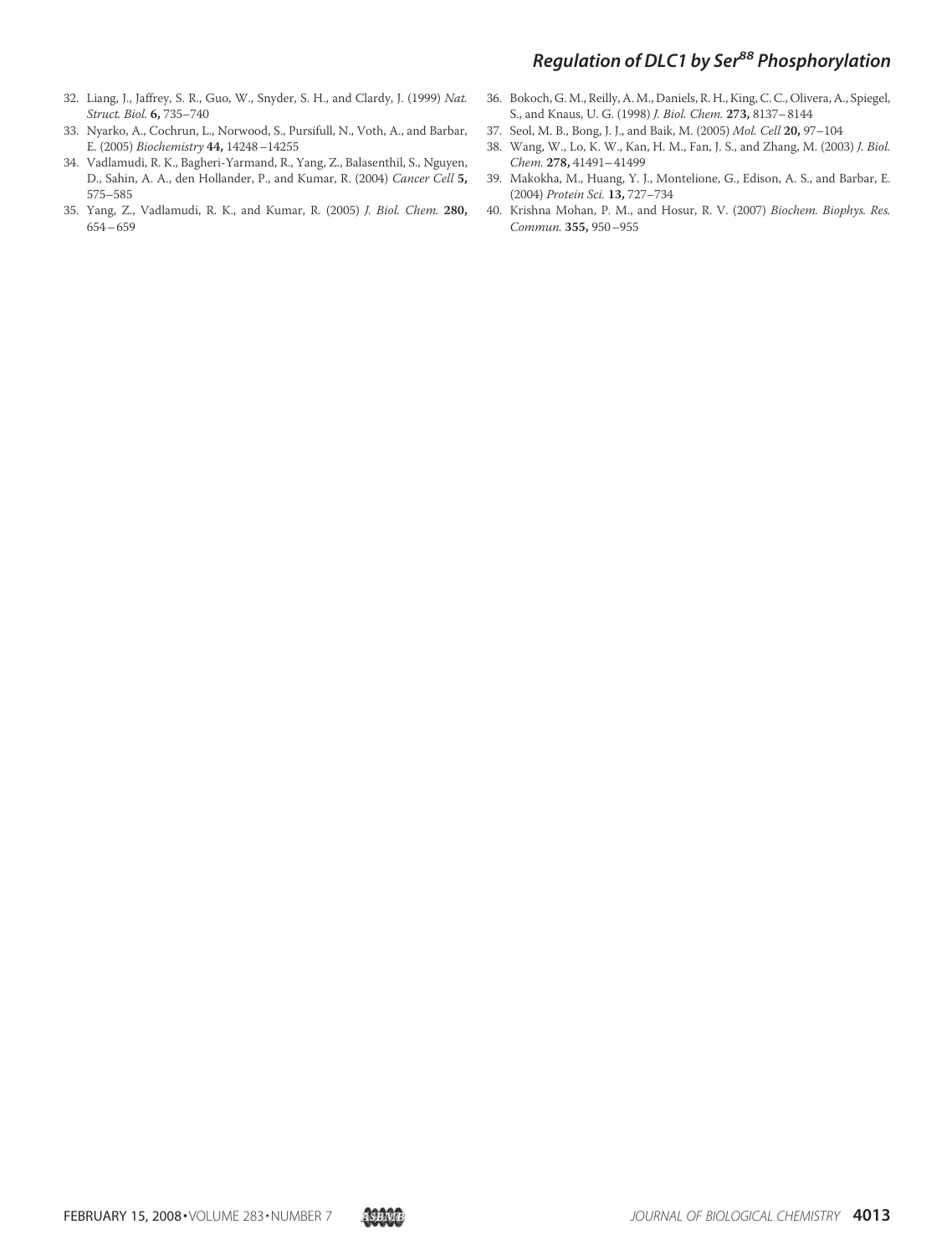32. Liang, J., Jaffrey, S. R., Guo, W., Snyder, S. H., and Clardy, J. (1999) *Nat. Struct. Biol.* **6,** 735–740
33. Nyarko, A., Cochrun, L., Norwood, S., Pursifull, N., Voth, A., and Barbar, E. (2005) *Biochemistry* **44,** 14248–14255
34. Vadlamudi, R. K., Bagheri-Yarmand, R., Yang, Z., Balasenthil, S., Nguyen, D., Sahin, A. A., den Hollander, P., and Kumar, R. (2004) *Cancer Cell* **5,** 575–585
35. Yang, Z., Vadlamudi, R. K., and Kumar, R. (2005) *J. Biol. Chem.* **280,** 654–659
36. Bokoch, G. M., Reilly, A. M., Daniels, R. H., King, C. C., Olivera, A., Spiegel, S., and Knaus, U. G. (1998) *J. Biol. Chem.* **273,** 8137–8144
37. Seol, M. B., Bong, J. J., and Baik, M. (2005) *Mol. Cell* **20,** 97–104
38. Wang, W., Lo, K. W., Kan, H. M., Fan, J. S., and Zhang, M. (2003) *J. Biol. Chem.* **278,** 41491–41499
39. Makokha, M., Huang, Y. J., Montelione, G., Edison, A. S., and Barbar, E. (2004) *Protein Sci.* **13,** 727–734
40. Krishna Mohan, P. M., and Hosur, R. V. (2007) *Biochem. Biophys. Res. Commun.* **355,** 950–955